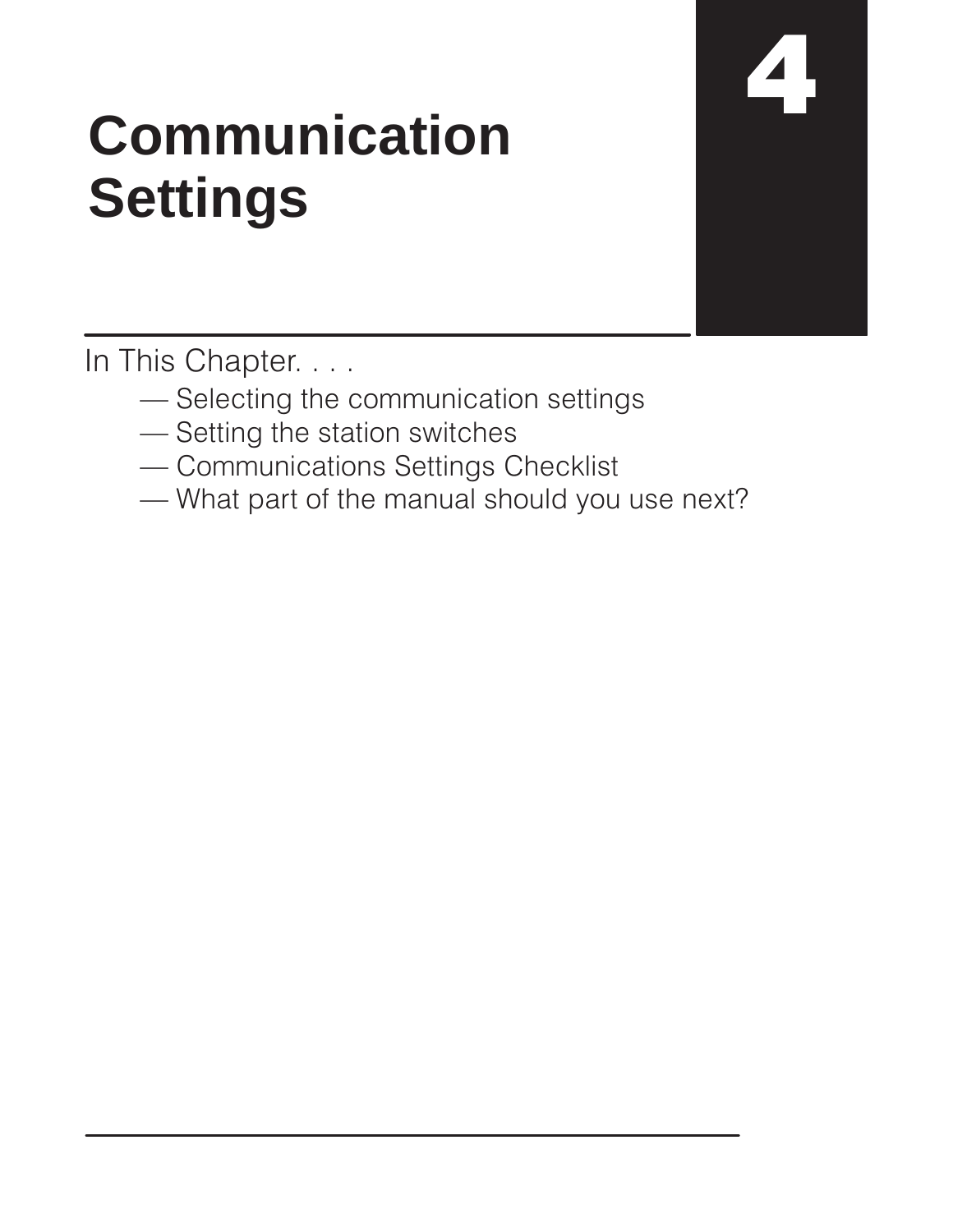# 4

# Communication Settings

In This Chapter. . . .

- — Selecting the communication settings
- — Setting the station switches
- — Communications Settings Checklist
- — What part of the manual should you use next?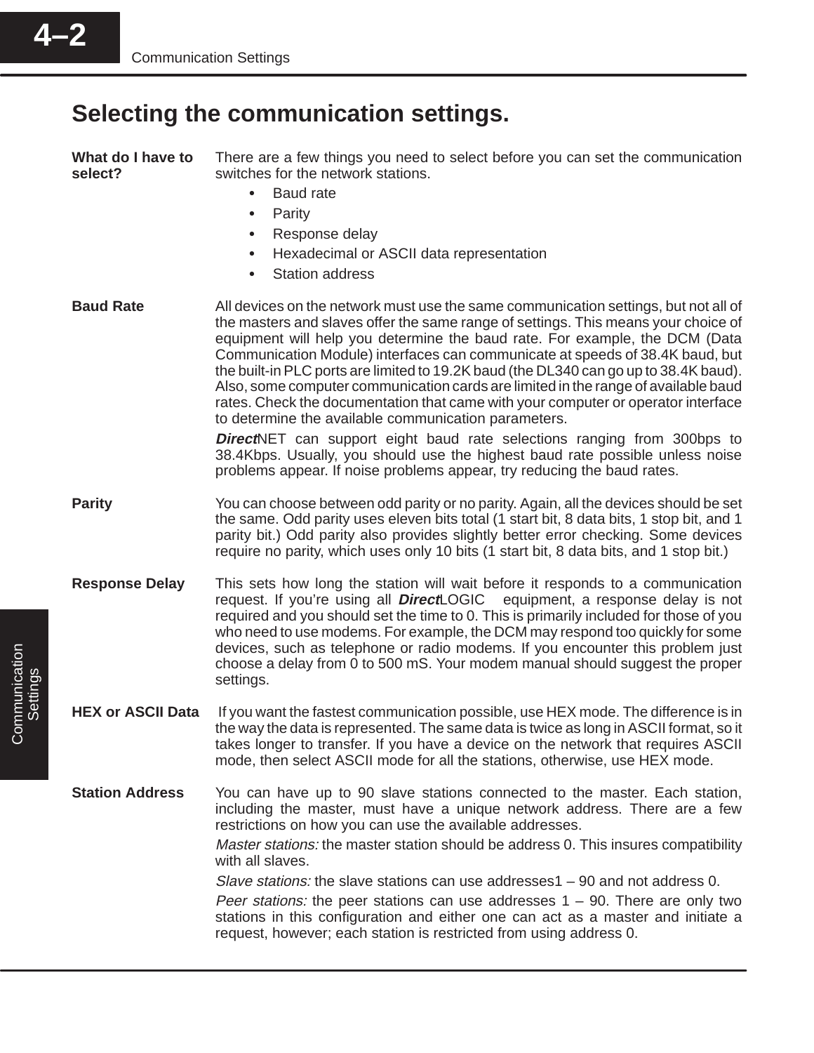## Selecting the communication settings.

**What do I have to select?**

There are a few things you need to select before you can set the communication switches for the network stations.

- Baud rate
- Parity
- Response delay
- Hexadecimal or ASCII data representation
- Station address

**Baud Rate**

All devices on the network must use the same communication settings, but not all of the masters and slaves offer the same range of settings. This means your choice of equipment will help you determine the baud rate. For example, the DCM (Data Communication Module) interfaces can communicate at speeds of 38.4K baud, but the built-in PLC ports are limited to 19.2K baud (the DL340 can go up to 38.4K baud). Also, some computer communication cards are limited in the range of available baud rates. Check the documentation that came with your computer or operator interface to determine the available communication parameters.

***Direct*NET** can support eight baud rate selections ranging from 300bps to 38.4Kbps. Usually, you should use the highest baud rate possible unless noise problems appear. If noise problems appear, try reducing the baud rates.

**Parity**

You can choose between odd parity or no parity. Again, all the devices should be set the same. Odd parity uses eleven bits total (1 start bit, 8 data bits, 1 stop bit, and 1 parity bit.) Odd parity also provides slightly better error checking. Some devices require no parity, which uses only 10 bits (1 start bit, 8 data bits, and 1 stop bit.)

**Response Delay**

This sets how long the station will wait before it responds to a communication request. If you're using all ***Direct*LOGIC** equipment, a response delay is not required and you should set the time to 0. This is primarily included for those of you who need to use modems. For example, the DCM may respond too quickly for some devices, such as telephone or radio modems. If you encounter this problem just choose a delay from 0 to 500 mS. Your modem manual should suggest the proper settings.

**HEX or ASCII Data**

If you want the fastest communication possible, use HEX mode. The difference is in the way the data is represented. The same data is twice as long in ASCII format, so it takes longer to transfer. If you have a device on the network that requires ASCII mode, then select ASCII mode for all the stations, otherwise, use HEX mode.

**Station Address**

You can have up to 90 slave stations connected to the master. Each station, including the master, must have a unique network address. There are a few restrictions on how you can use the available addresses.

*Master stations:* the master station should be address 0. This insures compatibility with all slaves.

*Slave stations:* the slave stations can use addresses1 – 90 and not address 0.

*Peer stations:* the peer stations can use addresses 1 – 90. There are only two stations in this configuration and either one can act as a master and initiate a request, however; each station is restricted from using address 0.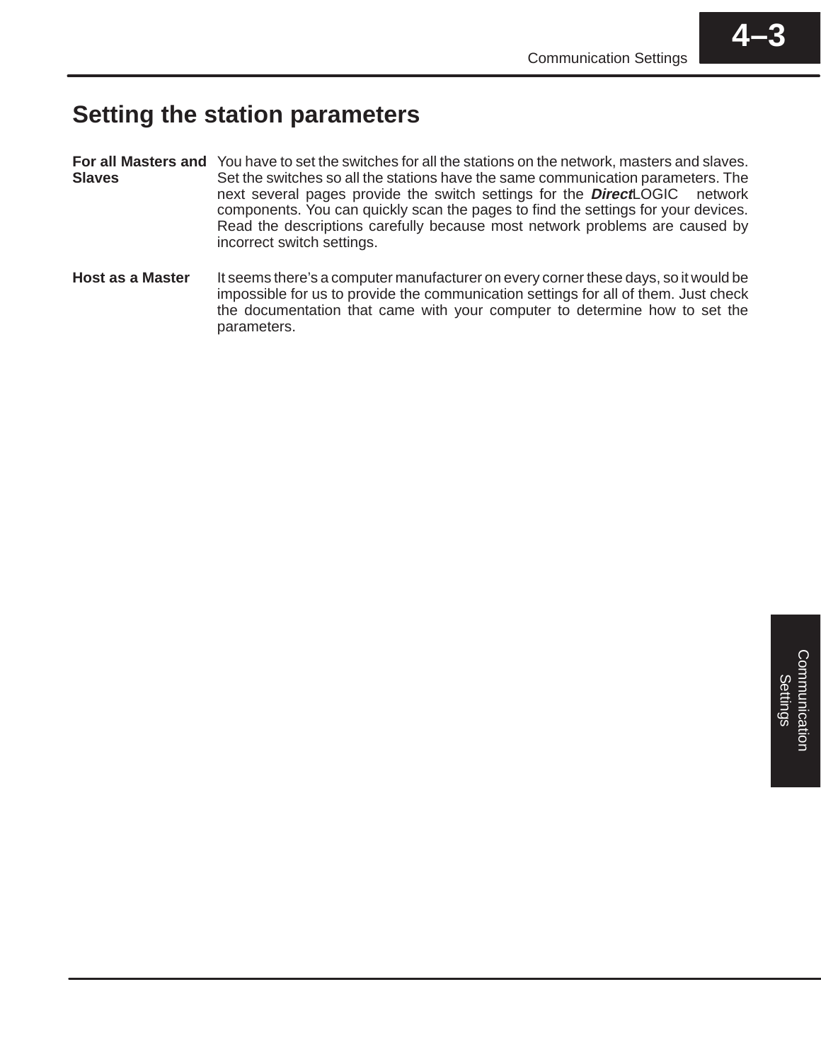# Setting the station parameters

**For all Masters and Slaves**

You have to set the switches for all the stations on the network, masters and slaves. Set the switches so all the stations have the same communication parameters. The next several pages provide the switch settings for the ***Direct***LOGIC network components. You can quickly scan the pages to find the settings for your devices. Read the descriptions carefully because most network problems are caused by incorrect switch settings.

**Host as a Master**

It seems there's a computer manufacturer on every corner these days, so it would be impossible for us to provide the communication settings for all of them. Just check the documentation that came with your computer to determine how to set the parameters.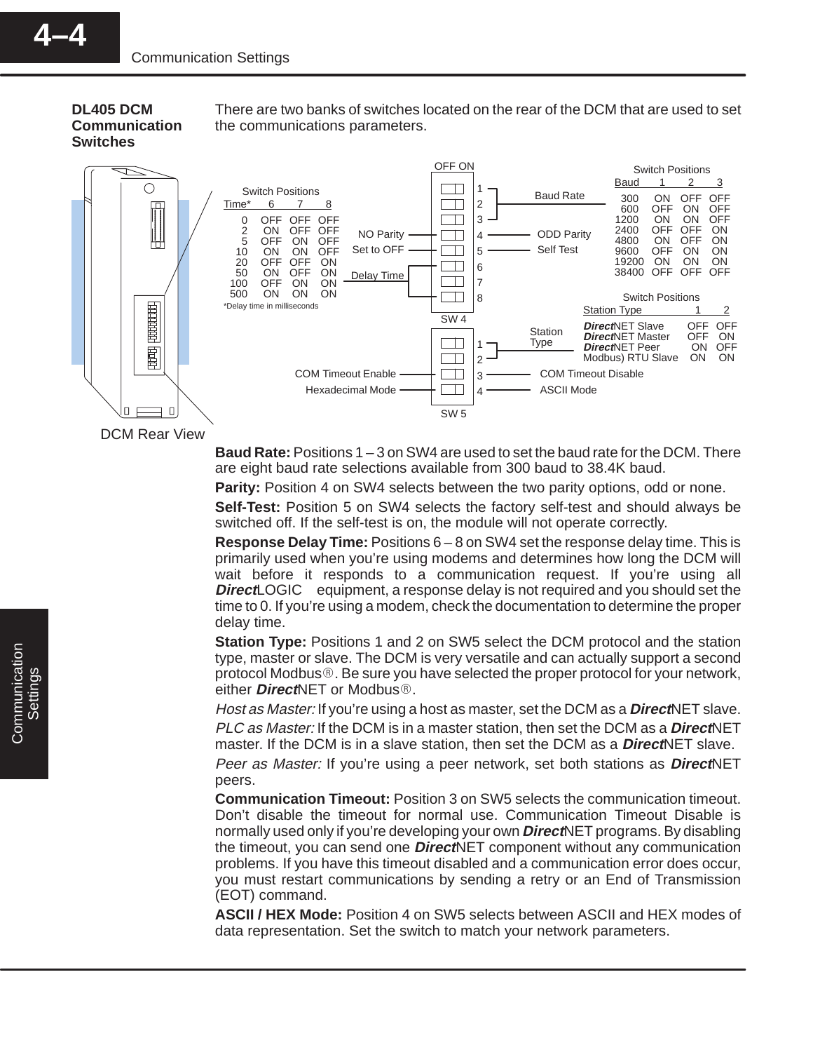## DL405 DCM Communication Switches

There are two banks of switches located on the rear of the DCM that are used to set the communications parameters.

**SW4**

| Switch | OFF | ON |
|---|---|---|
| 1–3 | Baud Rate | |
| 4 | NO Parity | ODD Parity |
| 5 | Set to OFF | Self Test |
| 6–8 | Delay Time | |

**Baud Rate Switch Positions**

| Baud | 1 | 2 | 3 |
|---|---|---|---|
| 300 | ON | OFF | OFF |
| 600 | OFF | ON | OFF |
| 1200 | ON | ON | OFF |
| 2400 | OFF | OFF | ON |
| 4800 | ON | OFF | ON |
| 9600 | OFF | ON | ON |
| 19200 | ON | ON | ON |
| 38400 | OFF | OFF | OFF |

**Delay Time Switch Positions**

| Time* | 6 | 7 | 8 |
|---|---|---|---|
| 0 | OFF | OFF | OFF |
| 2 | ON | OFF | OFF |
| 5 | OFF | ON | OFF |
| 10 | ON | ON | OFF |
| 20 | OFF | OFF | ON |
| 50 | ON | OFF | ON |
| 100 | OFF | ON | ON |
| 500 | ON | ON | ON |

*Delay time in milliseconds

**SW5**

| Switch | OFF | ON |
|---|---|---|
| 1–2 | Station Type | |
| 3 | COM Timeout Enable | COM Timeout Disable |
| 4 | Hexadecimal Mode | ASCII Mode |

**Station Type Switch Positions**

| Station Type | 1 | 2 |
|---|---|---|
| ***Direct*NET Slave** | OFF | OFF |
| ***Direct*NET Master** | OFF | ON |
| ***Direct*NET Peer** | ON | OFF |
| Modbus) RTU Slave | ON | ON |

DCM Rear View

**Baud Rate:** Positions 1 – 3 on SW4 are used to set the baud rate for the DCM. There are eight baud rate selections available from 300 baud to 38.4K baud.

**Parity:** Position 4 on SW4 selects between the two parity options, odd or none.

**Self-Test:** Position 5 on SW4 selects the factory self-test and should always be switched off. If the self-test is on, the module will not operate correctly.

**Response Delay Time:** Positions 6 – 8 on SW4 set the response delay time. This is primarily used when you're using modems and determines how long the DCM will wait before it responds to a communication request. If you're using all ***Direct*LOGIC** equipment, a response delay is not required and you should set the time to 0. If you're using a modem, check the documentation to determine the proper delay time.

**Station Type:** Positions 1 and 2 on SW5 select the DCM protocol and the station type, master or slave. The DCM is very versatile and can actually support a second protocol Modbus®. Be sure you have selected the proper protocol for your network, either ***Direct*NET** or Modbus®.

*Host as Master:* If you're using a host as master, set the DCM as a ***Direct*NET** slave.

*PLC as Master:* If the DCM is in a master station, then set the DCM as a ***Direct*NET** master. If the DCM is in a slave station, then set the DCM as a ***Direct*NET** slave.

*Peer as Master:* If you're using a peer network, set both stations as ***Direct*NET** peers.

**Communication Timeout:** Position 3 on SW5 selects the communication timeout. Don't disable the timeout for normal use. Communication Timeout Disable is normally used only if you're developing your own ***Direct*NET** programs. By disabling the timeout, you can send one ***Direct*NET** component without any communication problems. If you have this timeout disabled and a communication error does occur, you must restart communications by sending a retry or an End of Transmission (EOT) command.

**ASCII / HEX Mode:** Position 4 on SW5 selects between ASCII and HEX modes of data representation. Set the switch to match your network parameters.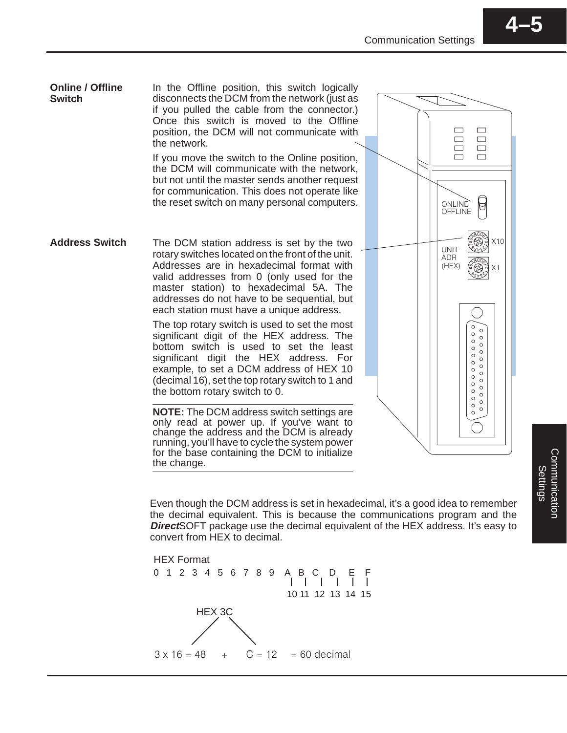### Online / Offline Switch

In the Offline position, this switch logically disconnects the DCM from the network (just as if you pulled the cable from the connector.) Once this switch is moved to the Offline position, the DCM will not communicate with the network.

If you move the switch to the Online position, the DCM will communicate with the network, but not until the master sends another request for communication. This does not operate like the reset switch on many personal computers.

### Address Switch

The DCM station address is set by the two rotary switches located on the front of the unit. Addresses are in hexadecimal format with valid addresses from 0 (only used for the master station) to hexadecimal 5A. The addresses do not have to be sequential, but each station must have a unique address.

The top rotary switch is used to set the most significant digit of the HEX address. The bottom switch is used to set the least significant digit the HEX address. For example, to set a DCM address of HEX 10 (decimal 16), set the top rotary switch to 1 and the bottom rotary switch to 0.

**NOTE:** The DCM address switch settings are only read at power up. If you've want to change the address and the DCM is already running, you'll have to cycle the system power for the base containing the DCM to initialize the change.

ONLINE
OFFLINE

UNIT ADR (HEX) X10 X1

Even though the DCM address is set in hexadecimal, it's a good idea to remember the decimal equivalent. This is because the communications program and the ***Direct***SOFT package use the decimal equivalent of the HEX address. It's easy to convert from HEX to decimal.

HEX Format

0 1 2 3 4 5 6 7 8 9 A B C D E F

A = 10, B = 11, C = 12, D = 13, E = 14, F = 15

HEX 3C

3 x 16 = 48 + C = 12 = 60 decimal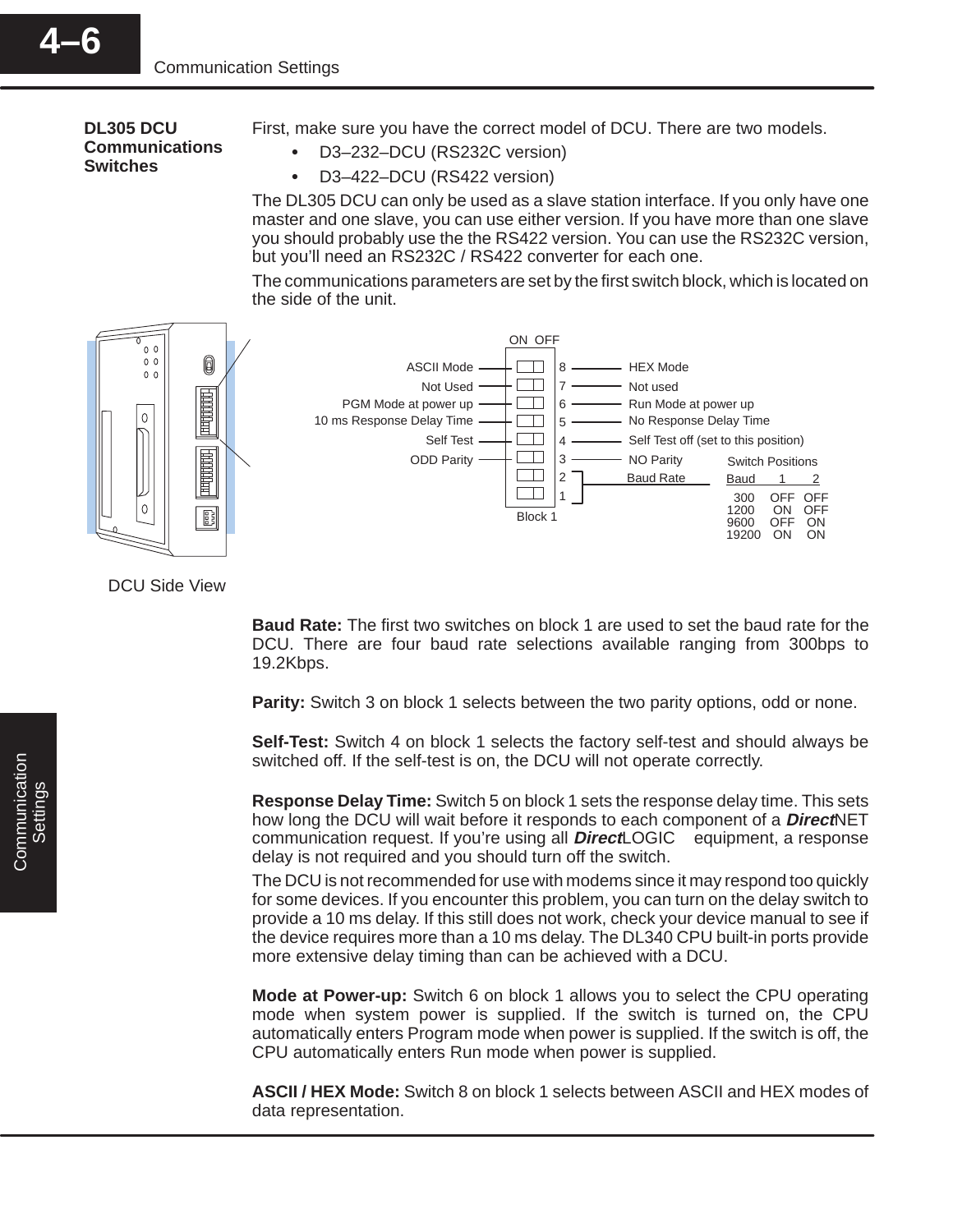## DL305 DCU Communications Switches

First, make sure you have the correct model of DCU. There are two models.

- D3–232–DCU (RS232C version)
- D3–422–DCU (RS422 version)

The DL305 DCU can only be used as a slave station interface. If you only have one master and one slave, you can use either version. If you have more than one slave you should probably use the the RS422 version. You can use the RS232C version, but you'll need an RS232C / RS422 converter for each one.

The communications parameters are set by the first switch block, which is located on the side of the unit.

| ON | Switch | OFF |
|---|---|---|
| ASCII Mode | 8 | HEX Mode |
| Not Used | 7 | Not used |
| PGM Mode at power up | 6 | Run Mode at power up |
| 10 ms Response Delay Time | 5 | No Response Delay Time |
| Self Test | 4 | Self Test off (set to this position) |
| ODD Parity | 3 | NO Parity |
| | 2 | Baud Rate |
| | 1 | Baud Rate |

Block 1

Switch Positions

| Baud | 1 | 2 |
|---|---|---|
| 300 | OFF | OFF |
| 1200 | ON | OFF |
| 9600 | OFF | ON |
| 19200 | ON | ON |

DCU Side View

**Baud Rate:** The first two switches on block 1 are used to set the baud rate for the DCU. There are four baud rate selections available ranging from 300bps to 19.2Kbps.

**Parity:** Switch 3 on block 1 selects between the two parity options, odd or none.

**Self-Test:** Switch 4 on block 1 selects the factory self-test and should always be switched off. If the self-test is on, the DCU will not operate correctly.

**Response Delay Time:** Switch 5 on block 1 sets the response delay time. This sets how long the DCU will wait before it responds to each component of a ***Direct***NET communication request. If you're using all ***Direct***LOGIC equipment, a response delay is not required and you should turn off the switch.

The DCU is not recommended for use with modems since it may respond too quickly for some devices. If you encounter this problem, you can turn on the delay switch to provide a 10 ms delay. If this still does not work, check your device manual to see if the device requires more than a 10 ms delay. The DL340 CPU built-in ports provide more extensive delay timing than can be achieved with a DCU.

**Mode at Power-up:** Switch 6 on block 1 allows you to select the CPU operating mode when system power is supplied. If the switch is turned on, the CPU automatically enters Program mode when power is supplied. If the switch is off, the CPU automatically enters Run mode when power is supplied.

**ASCII / HEX Mode:** Switch 8 on block 1 selects between ASCII and HEX modes of data representation.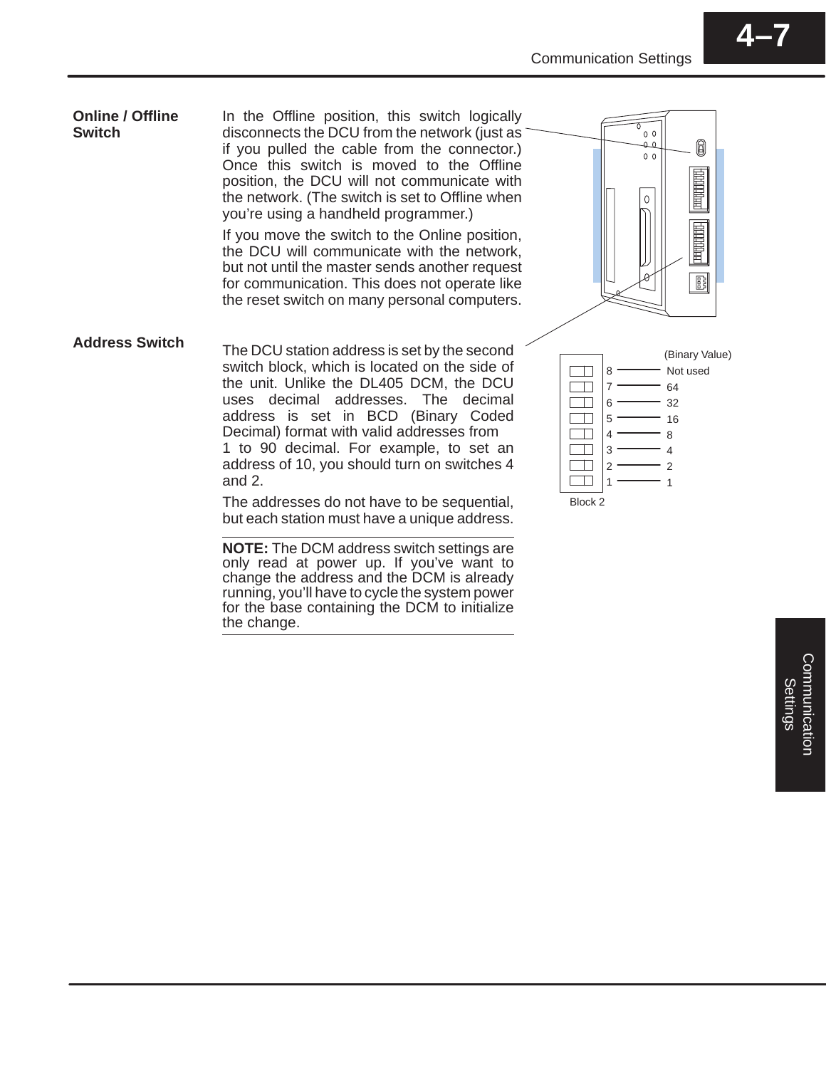## Online / Offline Switch

In the Offline position, this switch logically disconnects the DCU from the network (just as if you pulled the cable from the connector.) Once this switch is moved to the Offline position, the DCU will not communicate with the network. (The switch is set to Offline when you're using a handheld programmer.)

If you move the switch to the Online position, the DCU will communicate with the network, but not until the master sends another request for communication. This does not operate like the reset switch on many personal computers.

## Address Switch

The DCU station address is set by the second switch block, which is located on the side of the unit. Unlike the DL405 DCM, the DCU uses decimal addresses. The decimal address is set in BCD (Binary Coded Decimal) format with valid addresses from 1 to 90 decimal. For example, to set an address of 10, you should turn on switches 4 and 2.

The addresses do not have to be sequential, but each station must have a unique address.

| Switch | (Binary Value) |
|---|---|
| 8 | Not used |
| 7 | 64 |
| 6 | 32 |
| 5 | 16 |
| 4 | 8 |
| 3 | 4 |
| 2 | 2 |
| 1 | 1 |

Block 2

**NOTE:** The DCM address switch settings are only read at power up. If you've want to change the address and the DCM is already running, you'll have to cycle the system power for the base containing the DCM to initialize the change.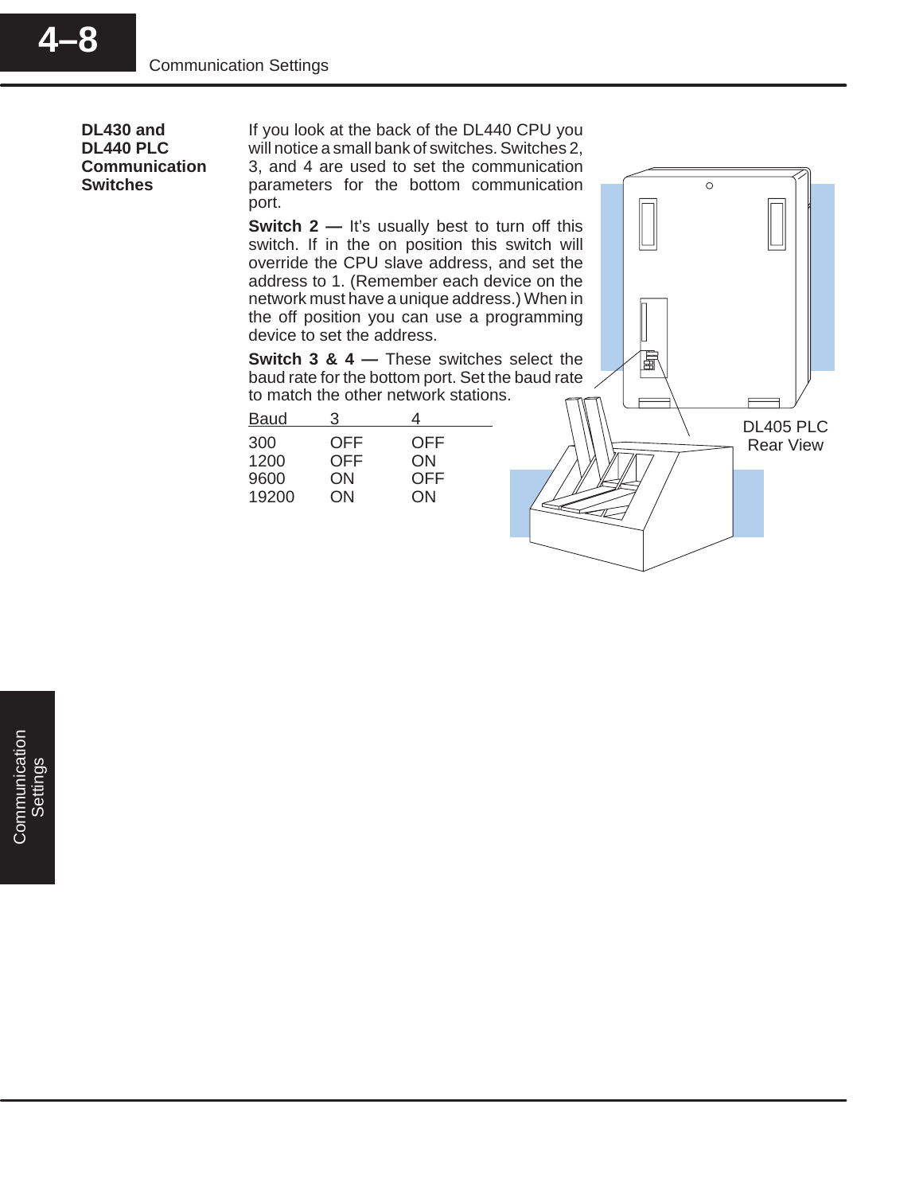## DL430 and DL440 PLC Communication Switches

If you look at the back of the DL440 CPU you will notice a small bank of switches. Switches 2, 3, and 4 are used to set the communication parameters for the bottom communication port.

**Switch 2 —** It's usually best to turn off this switch. If in the on position this switch will override the CPU slave address, and set the address to 1. (Remember each device on the network must have a unique address.) When in the off position you can use a programming device to set the address.

**Switch 3 & 4 —** These switches select the baud rate for the bottom port. Set the baud rate to match the other network stations.

| Baud | 3 | 4 |
|---|---|---|
| 300 | OFF | OFF |
| 1200 | OFF | ON |
| 9600 | ON | OFF |
| 19200 | ON | ON |

DL405 PLC Rear View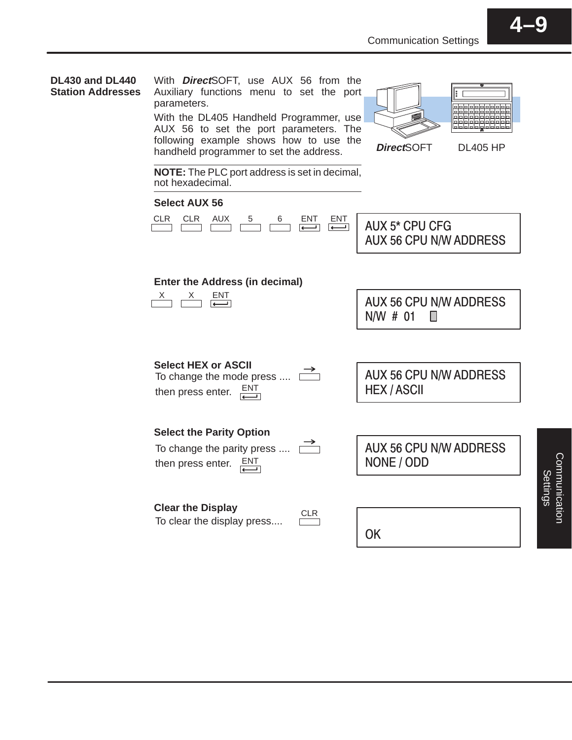## DL430 and DL440 Station Addresses

With ***Direct***SOFT, use AUX 56 from the Auxiliary functions menu to set the port parameters.

With the DL405 Handheld Programmer, use AUX 56 to set the port parameters. The following example shows how to use the handheld programmer to set the address.

***Direct***SOFT    DL405 HP

**NOTE:** The PLC port address is set in decimal, not hexadecimal.

### Select AUX 56

CLR  CLR  AUX  5  6  ENT  ENT

```
AUX 5* CPU CFG
AUX 56 CPU N/W ADDRESS
```

### Enter the Address (in decimal)

X  X  ENT

```
AUX 56 CPU N/W ADDRESS
N/W # 01
```

### Select HEX or ASCII

To change the mode press .... →

then press enter. ENT

```
AUX 56 CPU N/W ADDRESS
HEX / ASCII
```

### Select the Parity Option

To change the parity press .... →

then press enter. ENT

```
AUX 56 CPU N/W ADDRESS
NONE / ODD
```

### Clear the Display

To clear the display press.... CLR

```
OK
```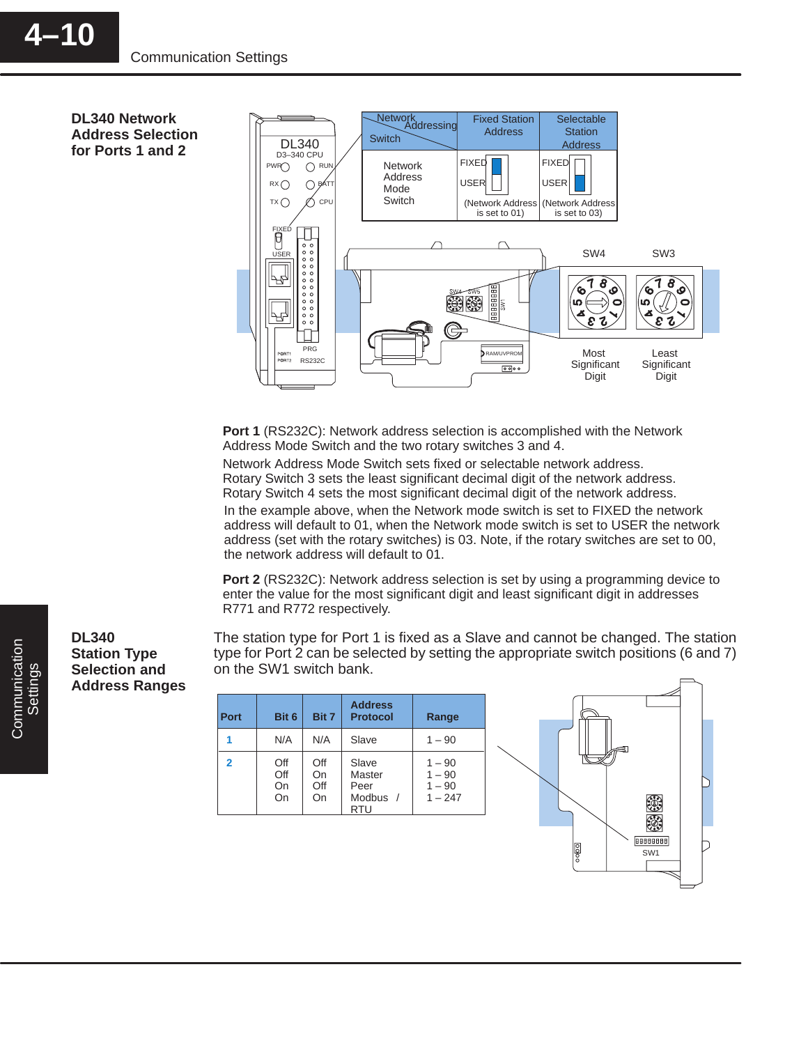## DL340 Network Address Selection for Ports 1 and 2

| Network Addressing Switch | Fixed Station Address | Selectable Station Address |
|---|---|---|
| Network Address Mode Switch | FIXED / USER (Network Address is set to 01) | FIXED / USER (Network Address is set to 03) |

SW4 — Most Significant Digit

SW3 — Least Significant Digit

**Port 1** (RS232C): Network address selection is accomplished with the Network Address Mode Switch and the two rotary switches 3 and 4.

Network Address Mode Switch sets fixed or selectable network address.
Rotary Switch 3 sets the least significant decimal digit of the network address.
Rotary Switch 4 sets the most significant decimal digit of the network address.

In the example above, when the Network mode switch is set to FIXED the network address will default to 01, when the Network mode switch is set to USER the network address (set with the rotary switches) is 03. Note, if the rotary switches are set to 00, the network address will default to 01.

**Port 2** (RS232C): Network address selection is set by using a programming device to enter the value for the most significant digit and least significant digit in addresses R771 and R772 respectively.

## DL340 Station Type Selection and Address Ranges

The station type for Port 1 is fixed as a Slave and cannot be changed. The station type for Port 2 can be selected by setting the appropriate switch positions (6 and 7) on the SW1 switch bank.

| Port | Bit 6 | Bit 7 | Address Protocol | Range |
|---|---|---|---|---|
| 1 | N/A | N/A | Slave | 1 – 90 |
| 2 | Off | Off | Slave | 1 – 90 |
| | Off | On | Master | 1 – 90 |
| | On | Off | Peer | 1 – 90 |
| | On | On | Modbus / RTU | 1 – 247 |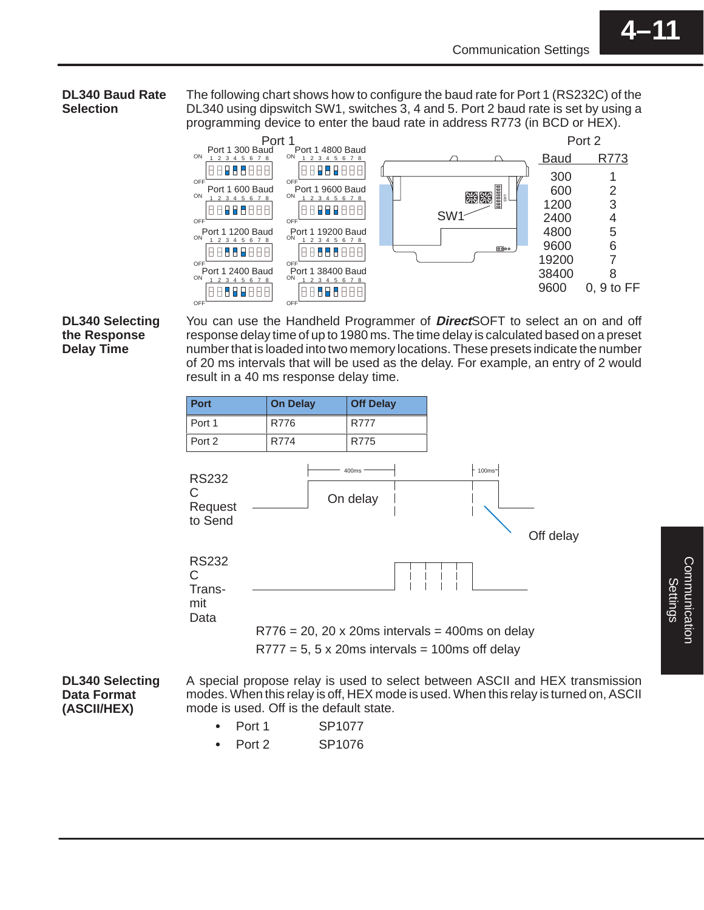## DL340 Baud Rate Selection

The following chart shows how to configure the baud rate for Port 1 (RS232C) of the DL340 using dipswitch SW1, switches 3, 4 and 5. Port 2 baud rate is set by using a programming device to enter the baud rate in address R773 (in BCD or HEX).

Port 1

- Port 1 300 Baud
- Port 1 600 Baud
- Port 1 1200 Baud
- Port 1 2400 Baud
- Port 1 4800 Baud
- Port 1 9600 Baud
- Port 1 19200 Baud
- Port 1 38400 Baud

SW1

Port 2

| Baud | R773 |
|---|---|
| 300 | 1 |
| 600 | 2 |
| 1200 | 3 |
| 2400 | 4 |
| 4800 | 5 |
| 9600 | 6 |
| 19200 | 7 |
| 38400 | 8 |
| 9600 | 0, 9 to FF |

## DL340 Selecting the Response Delay Time

You can use the Handheld Programmer of ***Direct***SOFT to select an on and off response delay time of up to 1980 ms. The time delay is calculated based on a preset number that is loaded into two memory locations. These presets indicate the number of 20 ms intervals that will be used as the delay. For example, an entry of 2 would result in a 40 ms response delay time.

| Port | On Delay | Off Delay |
|---|---|---|
| Port 1 | R776 | R777 |
| Port 2 | R774 | R775 |

RS232C Request to Send — On delay (400ms), Off delay (100ms)

RS232C Transmit Data

R776 = 20, 20 x 20ms intervals = 400ms on delay

R777 = 5, 5 x 20ms intervals = 100ms off delay

## DL340 Selecting Data Format (ASCII/HEX)

A special propose relay is used to select between ASCII and HEX transmission modes. When this relay is off, HEX mode is used. When this relay is turned on, ASCII mode is used. Off is the default state.

- Port 1 SP1077
- Port 2 SP1076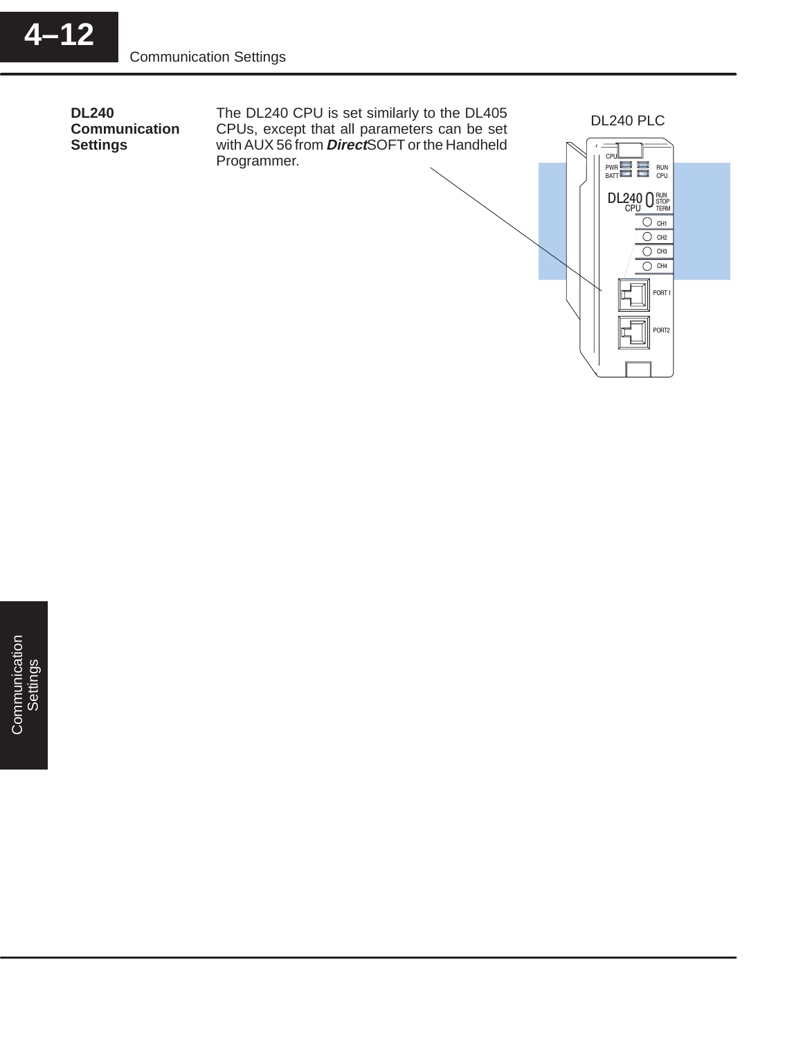### DL240 Communication Settings

The DL240 CPU is set similarly to the DL405 CPUs, except that all parameters can be set with AUX 56 from ***Direct***SOFT or the Handheld Programmer.

DL240 PLC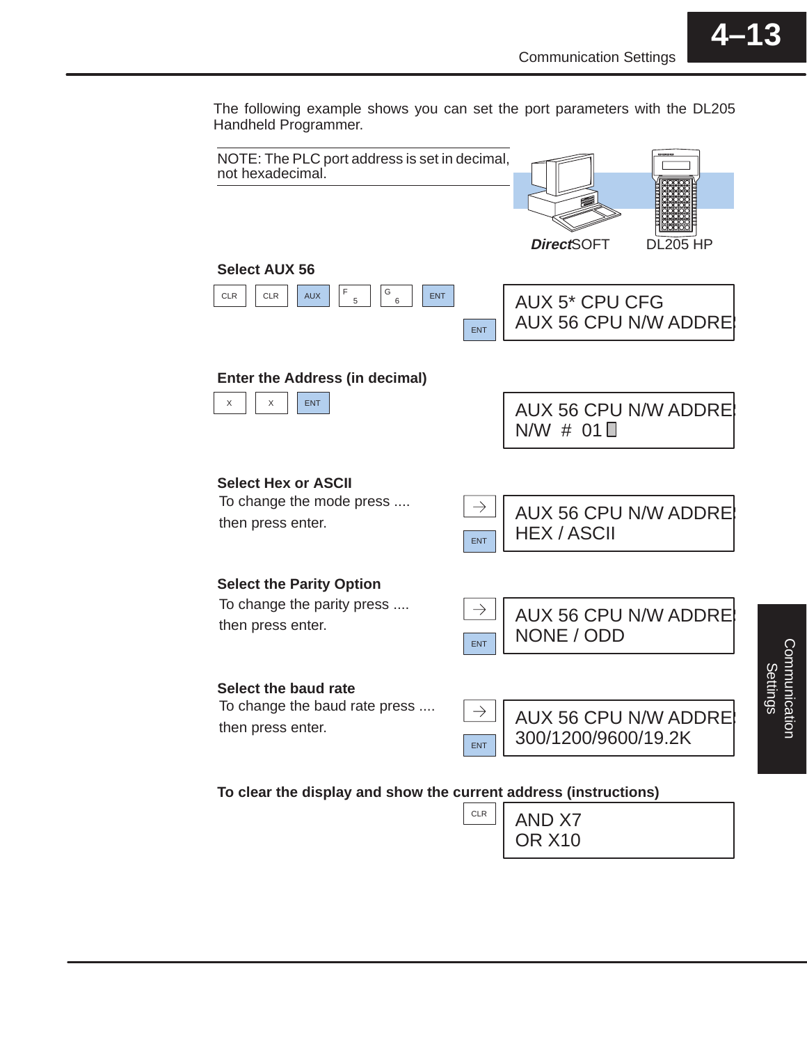The following example shows you can set the port parameters with the DL205 Handheld Programmer.

NOTE: The PLC port address is set in decimal, not hexadecimal.

*Direct*SOFT DL205 HP

**Select AUX 56**

CLR CLR AUX F 5 G 6 ENT

ENT

```
AUX 5* CPU CFG
AUX 56 CPU N/W ADDRE
```

**Enter the Address (in decimal)**

X X ENT

```
AUX 56 CPU N/W ADDRE
N/W # 01
```

**Select Hex or ASCII**

To change the mode press .... →

then press enter. ENT

```
AUX 56 CPU N/W ADDRE
HEX / ASCII
```

**Select the Parity Option**

To change the parity press .... →

then press enter. ENT

```
AUX 56 CPU N/W ADDRE
NONE / ODD
```

**Select the baud rate**

To change the baud rate press .... →

then press enter. ENT

```
AUX 56 CPU N/W ADDRE
300/1200/9600/19.2K
```

**To clear the display and show the current address (instructions)**

CLR

```
AND X7
OR X10
```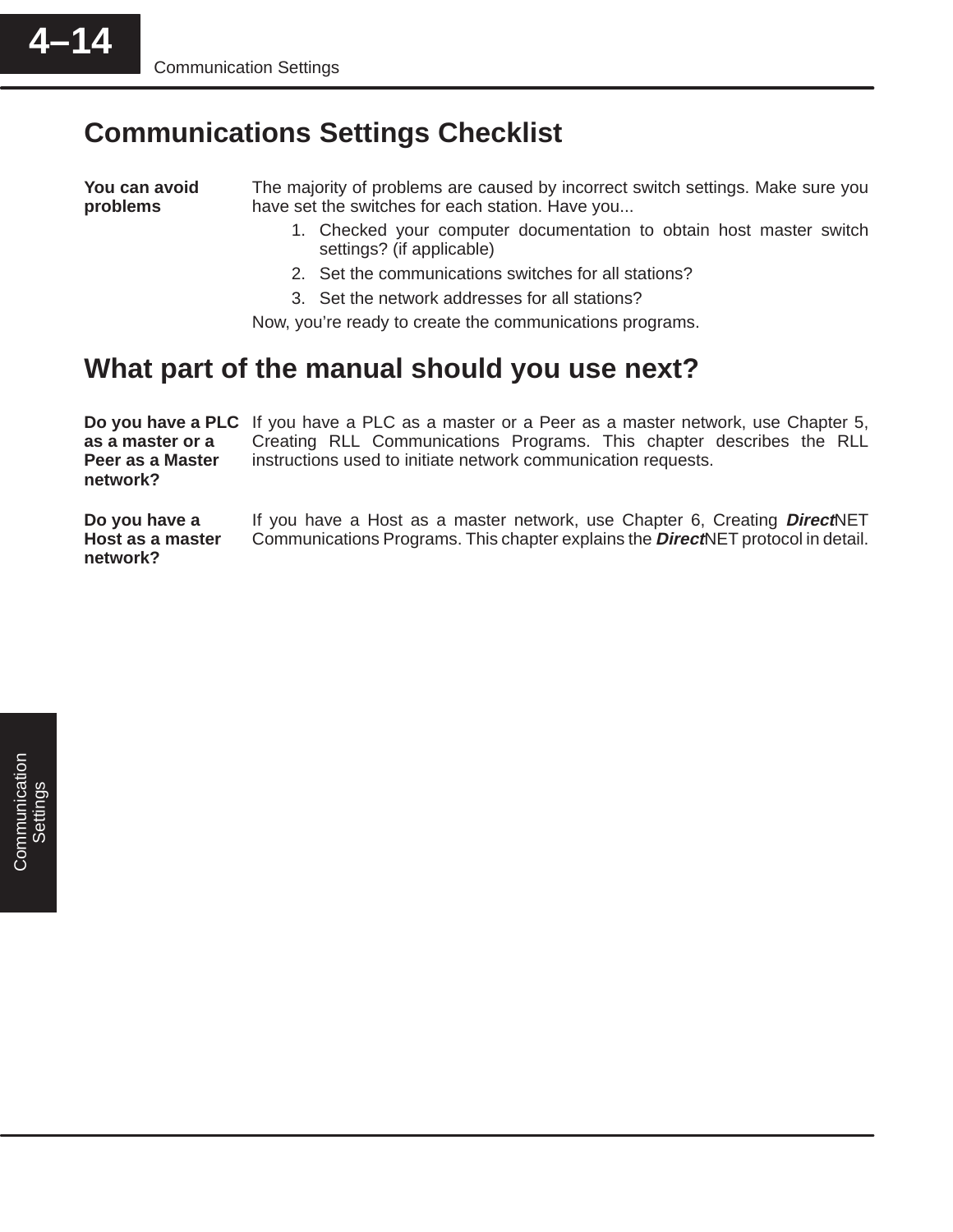## Communications Settings Checklist

**You can avoid problems**

The majority of problems are caused by incorrect switch settings. Make sure you have set the switches for each station. Have you...

1. Checked your computer documentation to obtain host master switch settings? (if applicable)
2. Set the communications switches for all stations?
3. Set the network addresses for all stations?

Now, you're ready to create the communications programs.

## What part of the manual should you use next?

**Do you have a PLC as a master or a Peer as a Master network?**

If you have a PLC as a master or a Peer as a master network, use Chapter 5, Creating RLL Communications Programs. This chapter describes the RLL instructions used to initiate network communication requests.

**Do you have a Host as a master network?**

If you have a Host as a master network, use Chapter 6, Creating ***Direct***NET Communications Programs. This chapter explains the ***Direct***NET protocol in detail.